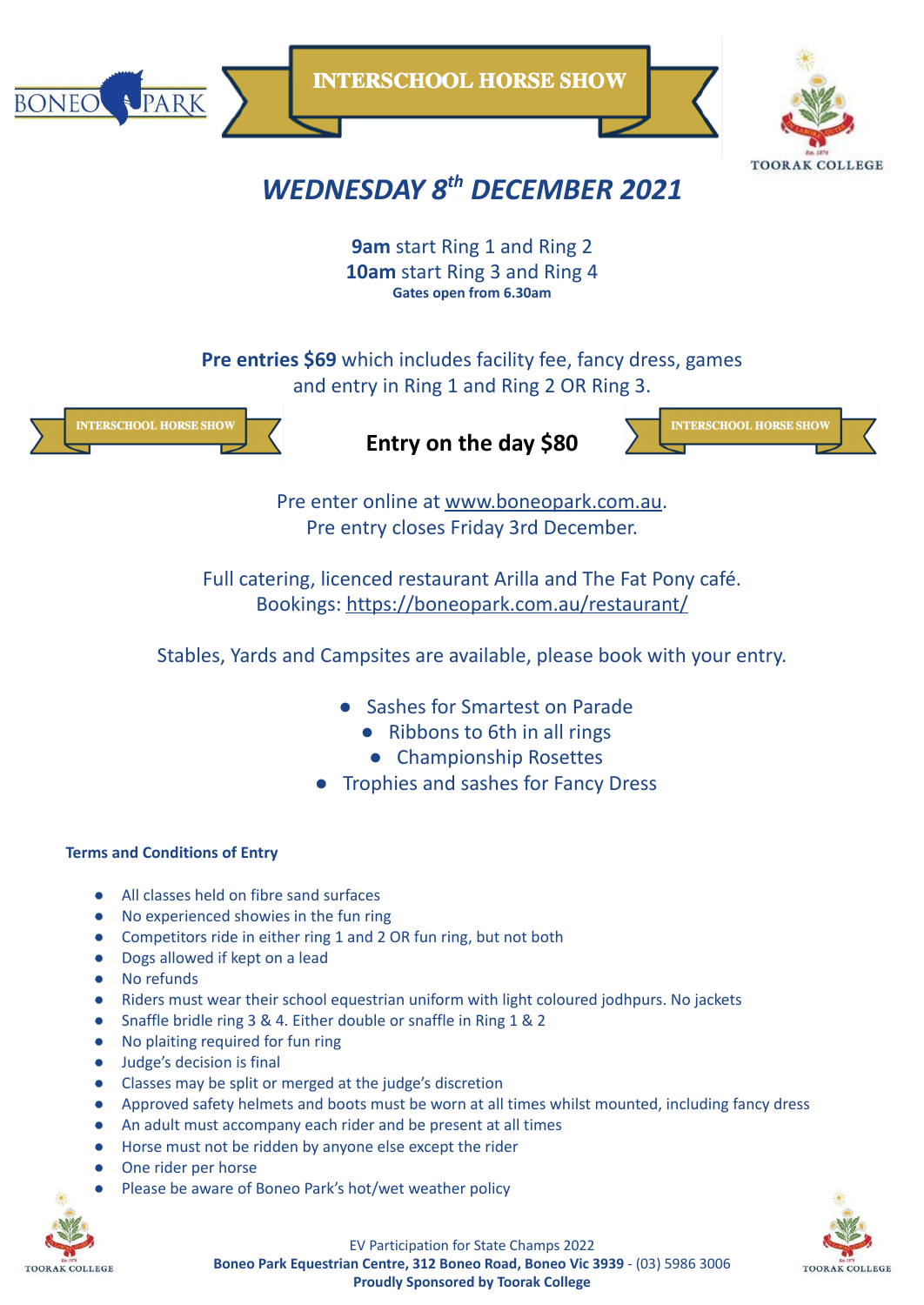BONEO PARK

# INTERSCHOOL HORSE SHOW

TOORAK COLLEGE

## *WEDNESDAY 8th DECEMBER 2021*

**9am** start Ring 1 and Ring 2
**10am** start Ring 3 and Ring 4
**Gates open from 6.30am**

**Pre entries $69** which includes facility fee, fancy dress, games and entry in Ring 1 and Ring 2 OR Ring 3.

INTERSCHOOL HORSE SHOW

**Entry on the day $80**

INTERSCHOOL HORSE SHOW

Pre enter online at www.boneopark.com.au.
Pre entry closes Friday 3rd December.

Full catering, licenced restaurant Arilla and The Fat Pony café.
Bookings: https://boneopark.com.au/restaurant/

Stables, Yards and Campsites are available, please book with your entry.

- Sashes for Smartest on Parade
- Ribbons to 6th in all rings
- Championship Rosettes
- Trophies and sashes for Fancy Dress

**Terms and Conditions of Entry**

- All classes held on fibre sand surfaces
- No experienced showies in the fun ring
- Competitors ride in either ring 1 and 2 OR fun ring, but not both
- Dogs allowed if kept on a lead
- No refunds
- Riders must wear their school equestrian uniform with light coloured jodhpurs. No jackets
- Snaffle bridle ring 3 & 4. Either double or snaffle in Ring 1 & 2
- No plaiting required for fun ring
- Judge's decision is final
- Classes may be split or merged at the judge's discretion
- Approved safety helmets and boots must be worn at all times whilst mounted, including fancy dress
- An adult must accompany each rider and be present at all times
- Horse must not be ridden by anyone else except the rider
- One rider per horse
- Please be aware of Boneo Park's hot/wet weather policy

EV Participation for State Champs 2022
**Boneo Park Equestrian Centre, 312 Boneo Road, Boneo Vic 3939** - (03) 5986 3006
**Proudly Sponsored by Toorak College**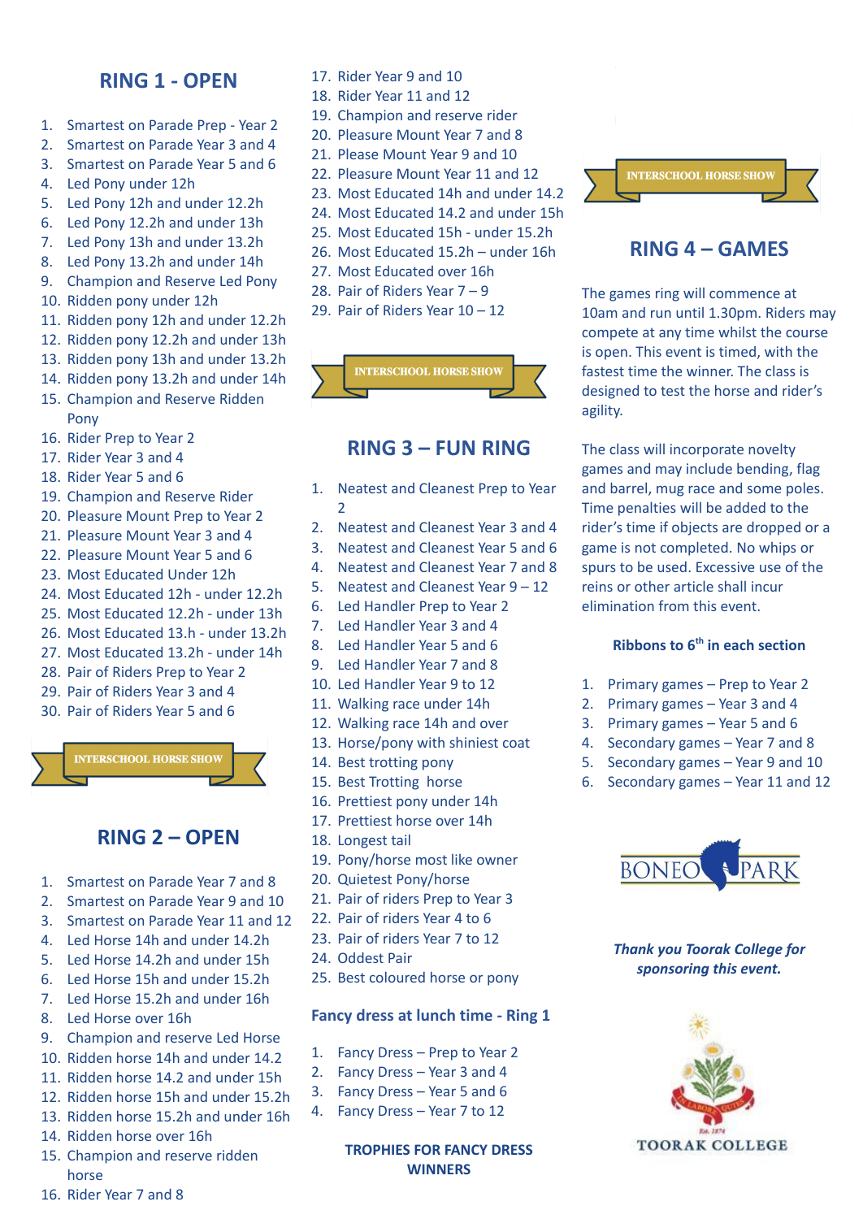## RING 1 - OPEN

1. Smartest on Parade Prep - Year 2
2. Smartest on Parade Year 3 and 4
3. Smartest on Parade Year 5 and 6
4. Led Pony under 12h
5. Led Pony 12h and under 12.2h
6. Led Pony 12.2h and under 13h
7. Led Pony 13h and under 13.2h
8. Led Pony 13.2h and under 14h
9. Champion and Reserve Led Pony
10. Ridden pony under 12h
11. Ridden pony 12h and under 12.2h
12. Ridden pony 12.2h and under 13h
13. Ridden pony 13h and under 13.2h
14. Ridden pony 13.2h and under 14h
15. Champion and Reserve Ridden Pony
16. Rider Prep to Year 2
17. Rider Year 3 and 4
18. Rider Year 5 and 6
19. Champion and Reserve Rider
20. Pleasure Mount Prep to Year 2
21. Pleasure Mount Year 3 and 4
22. Pleasure Mount Year 5 and 6
23. Most Educated Under 12h
24. Most Educated 12h - under 12.2h
25. Most Educated 12.2h - under 13h
26. Most Educated 13.h - under 13.2h
27. Most Educated 13.2h - under 14h
28. Pair of Riders Prep to Year 2
29. Pair of Riders Year 3 and 4
30. Pair of Riders Year 5 and 6

INTERSCHOOL HORSE SHOW

## RING 2 – OPEN

1. Smartest on Parade Year 7 and 8
2. Smartest on Parade Year 9 and 10
3. Smartest on Parade Year 11 and 12
4. Led Horse 14h and under 14.2h
5. Led Horse 14.2h and under 15h
6. Led Horse 15h and under 15.2h
7. Led Horse 15.2h and under 16h
8. Led Horse over 16h
9. Champion and reserve Led Horse
10. Ridden horse 14h and under 14.2
11. Ridden horse 14.2 and under 15h
12. Ridden horse 15h and under 15.2h
13. Ridden horse 15.2h and under 16h
14. Ridden horse over 16h
15. Champion and reserve ridden horse
16. Rider Year 7 and 8
17. Rider Year 9 and 10
18. Rider Year 11 and 12
19. Champion and reserve rider
20. Pleasure Mount Year 7 and 8
21. Please Mount Year 9 and 10
22. Pleasure Mount Year 11 and 12
23. Most Educated 14h and under 14.2
24. Most Educated 14.2 and under 15h
25. Most Educated 15h - under 15.2h
26. Most Educated 15.2h – under 16h
27. Most Educated over 16h
28. Pair of Riders Year 7 – 9
29. Pair of Riders Year 10 – 12

INTERSCHOOL HORSE SHOW

## RING 3 – FUN RING

1. Neatest and Cleanest Prep to Year 2
2. Neatest and Cleanest Year 3 and 4
3. Neatest and Cleanest Year 5 and 6
4. Neatest and Cleanest Year 7 and 8
5. Neatest and Cleanest Year 9 – 12
6. Led Handler Prep to Year 2
7. Led Handler Year 3 and 4
8. Led Handler Year 5 and 6
9. Led Handler Year 7 and 8
10. Led Handler Year 9 to 12
11. Walking race under 14h
12. Walking race 14h and over
13. Horse/pony with shiniest coat
14. Best trotting pony
15. Best Trotting horse
16. Prettiest pony under 14h
17. Prettiest horse over 14h
18. Longest tail
19. Pony/horse most like owner
20. Quietest Pony/horse
21. Pair of riders Prep to Year 3
22. Pair of riders Year 4 to 6
23. Pair of riders Year 7 to 12
24. Oddest Pair
25. Best coloured horse or pony

### Fancy dress at lunch time - Ring 1

1. Fancy Dress – Prep to Year 2
2. Fancy Dress – Year 3 and 4
3. Fancy Dress – Year 5 and 6
4. Fancy Dress – Year 7 to 12

**TROPHIES FOR FANCY DRESS WINNERS**

INTERSCHOOL HORSE SHOW

## RING 4 – GAMES

The games ring will commence at 10am and run until 1.30pm. Riders may compete at any time whilst the course is open. This event is timed, with the fastest time the winner. The class is designed to test the horse and rider's agility.

The class will incorporate novelty games and may include bending, flag and barrel, mug race and some poles. Time penalties will be added to the rider's time if objects are dropped or a game is not completed. No whips or spurs to be used. Excessive use of the reins or other article shall incur elimination from this event.

**Ribbons to 6th in each section**

1. Primary games – Prep to Year 2
2. Primary games – Year 3 and 4
3. Primary games – Year 5 and 6
4. Secondary games – Year 7 and 8
5. Secondary games – Year 9 and 10
6. Secondary games – Year 11 and 12

BONEO PARK

***Thank you Toorak College for sponsoring this event.***

TOORAK COLLEGE